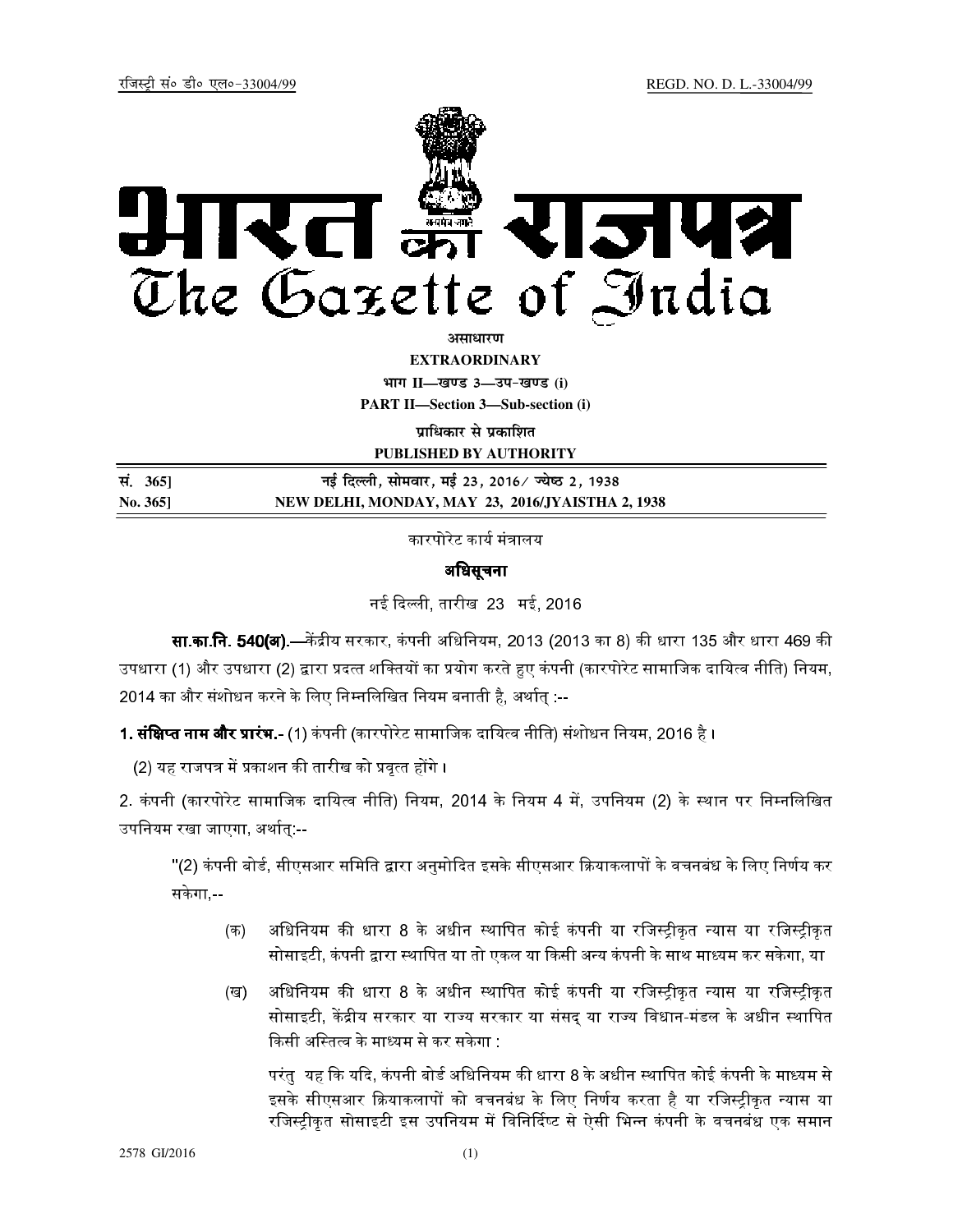रजिस्ट्री सं० डी० एल०-33004/99 REGD. NO. D. L.-33004/99

# भारत का राजपत्र
# The Gazette of India

**असाधारण**

**EXTRAORDINARY**

**भाग II—खण्ड 3—उप-खण्ड (i)**

**PART II—Section 3—Sub-section (i)**

**प्राधिकार से प्रकाशित**

**PUBLISHED BY AUTHORITY**

| सं. 365] | नई दिल्ली, सोमवार, मई 23, 2016/ ज्येष्ठ 2, 1938 |
|---|---|
| No. 365] | NEW DELHI, MONDAY, MAY 23, 2016/JYAISTHA 2, 1938 |

कारपोरेट कार्य मंत्रालय

**अधिसूचना**

नई दिल्ली, तारीख 23 मई, 2016

**सा.का.नि. 540(अ).**—केंद्रीय सरकार, कंपनी अधिनियम, 2013 (2013 का 8) की धारा 135 और धारा 469 की उपधारा (1) और उपधारा (2) द्वारा प्रदत्त शक्तियों का प्रयोग करते हुए कंपनी (कारपोरेट सामाजिक दायित्व नीति) नियम, 2014 का और संशोधन करने के लिए निम्नलिखित नियम बनाती है, अर्थात् :--

**1. संक्षिप्त नाम और प्रारंभ.**- (1) कंपनी (कारपोरेट सामाजिक दायित्व नीति) संशोधन नियम, 2016 है।

(2) यह राजपत्र में प्रकाशन की तारीख को प्रवृत्त होंगे।

2. कंपनी (कारपोरेट सामाजिक दायित्व नीति) नियम, 2014 के नियम 4 में, उपनियम (2) के स्थान पर निम्नलिखित उपनियम रखा जाएगा, अर्थात्:--

"(2) कंपनी बोर्ड, सीएसआर समिति द्वारा अनुमोदित इसके सीएसआर क्रियाकलापों के वचनबंध के लिए निर्णय कर सकेगा,--

(क) अधिनियम की धारा 8 के अधीन स्थापित कोई कंपनी या रजिस्ट्रीकृत न्यास या रजिस्ट्रीकृत सोसाइटी, कंपनी द्वारा स्थापित या तो एकल या किसी अन्य कंपनी के साथ माध्यम कर सकेगा, या

(ख) अधिनियम की धारा 8 के अधीन स्थापित कोई कंपनी या रजिस्ट्रीकृत न्यास या रजिस्ट्रीकृत सोसाइटी, केंद्रीय सरकार या राज्य सरकार या संसद् या राज्य विधान-मंडल के अधीन स्थापित किसी अस्तित्व के माध्यम से कर सकेगा :

परंतु यह कि यदि, कंपनी बोर्ड अधिनियम की धारा 8 के अधीन स्थापित कोई कंपनी के माध्यम से इसके सीएसआर क्रियाकलापों को वचनबंध के लिए निर्णय करता है या रजिस्ट्रीकृत न्यास या रजिस्ट्रीकृत सोसाइटी इस उपनियम में विनिर्दिष्ट से ऐसी भिन्न कंपनी के वचनबंध एक समान

2578 GI/2016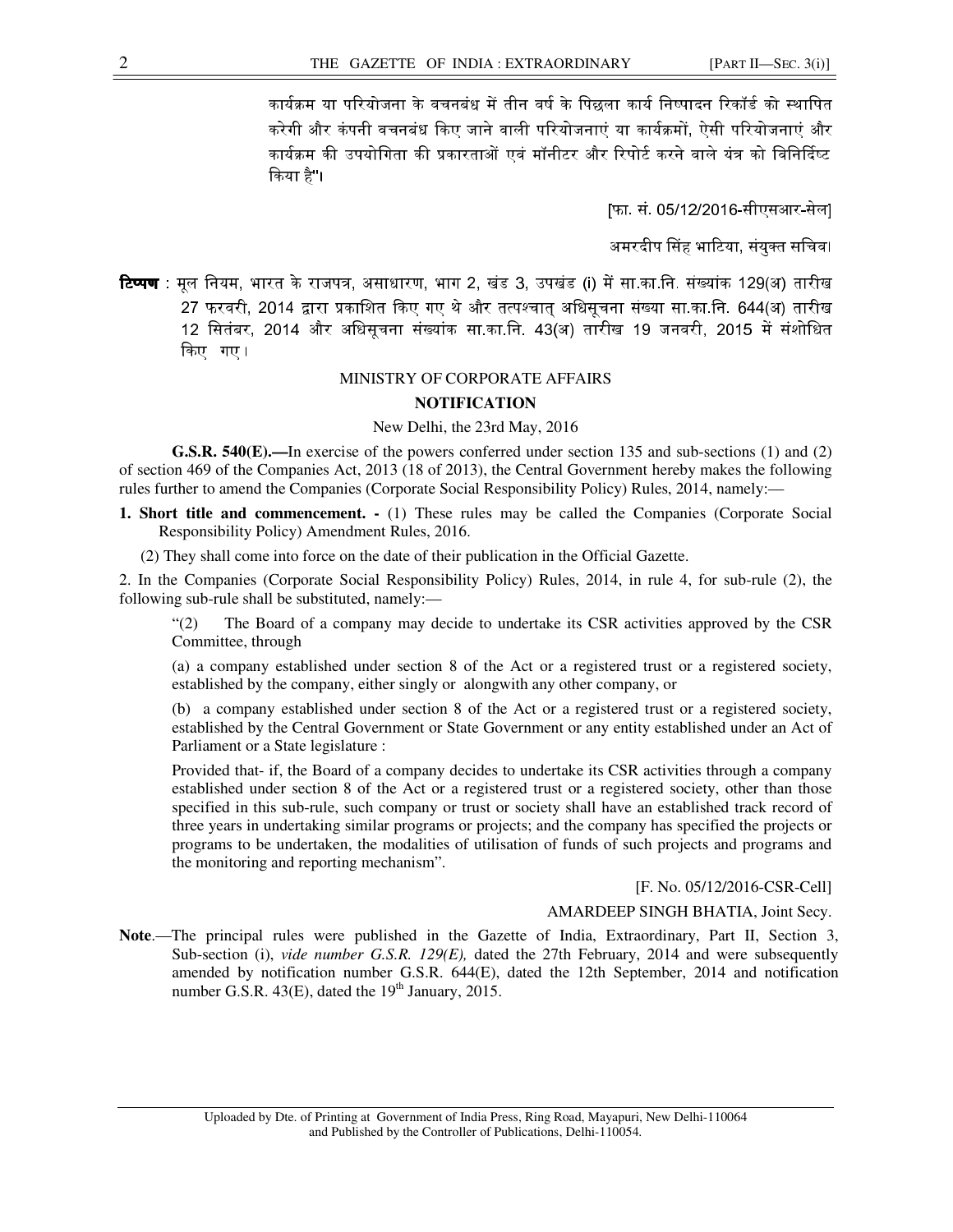कार्यक्रम या परियोजना के वचनबंध में तीन वर्ष के पिछला कार्य निष्पादन रिकॉर्ड को स्थापित करेगी और कंपनी वचनबंध किए जाने वाली परियोजनाएं या कार्यक्रमों, ऐसी परियोजनाएं और कार्यक्रम की उपयोगिता की प्रकारताओं एवं मॉनीटर और रिपोर्ट करने वाले यंत्र को विनिर्दिष्ट किया है"।

[फा. सं. 05/12/2016-सीएसआर-सेल]

अमरदीप सिंह भाटिया, संयुक्त सचिव।

**टिप्पण** : मूल नियम, भारत के राजपत्र, असाधारण, भाग 2, खंड 3, उपखंड (i) में सा.का.नि. संख्यांक 129(अ) तारीख 27 फरवरी, 2014 द्वारा प्रकाशित किए गए थे और तत्पश्चात् अधिसूचना संख्या सा.का.नि. 644(अ) तारीख 12 सितंबर, 2014 और अधिसूचना संख्यांक सा.का.नि. 43(अ) तारीख 19 जनवरी, 2015 में संशोधित किए गए।

## MINISTRY OF CORPORATE AFFAIRS

## NOTIFICATION

New Delhi, the 23rd May, 2016

**G.S.R. 540(E).—**In exercise of the powers conferred under section 135 and sub-sections (1) and (2) of section 469 of the Companies Act, 2013 (18 of 2013), the Central Government hereby makes the following rules further to amend the Companies (Corporate Social Responsibility Policy) Rules, 2014, namely:—

**1. Short title and commencement. -** (1) These rules may be called the Companies (Corporate Social Responsibility Policy) Amendment Rules, 2016.

(2) They shall come into force on the date of their publication in the Official Gazette.

2. In the Companies (Corporate Social Responsibility Policy) Rules, 2014, in rule 4, for sub-rule (2), the following sub-rule shall be substituted, namely:—

"(2) The Board of a company may decide to undertake its CSR activities approved by the CSR Committee, through

(a) a company established under section 8 of the Act or a registered trust or a registered society, established by the company, either singly or alongwith any other company, or

(b) a company established under section 8 of the Act or a registered trust or a registered society, established by the Central Government or State Government or any entity established under an Act of Parliament or a State legislature :

Provided that- if, the Board of a company decides to undertake its CSR activities through a company established under section 8 of the Act or a registered trust or a registered society, other than those specified in this sub-rule, such company or trust or society shall have an established track record of three years in undertaking similar programs or projects; and the company has specified the projects or programs to be undertaken, the modalities of utilisation of funds of such projects and programs and the monitoring and reporting mechanism".

[F. No. 05/12/2016-CSR-Cell]

AMARDEEP SINGH BHATIA, Joint Secy.

**Note**.—The principal rules were published in the Gazette of India, Extraordinary, Part II, Section 3, Sub-section (i), *vide number G.S.R. 129(E),* dated the 27th February, 2014 and were subsequently amended by notification number G.S.R. 644(E), dated the 12th September, 2014 and notification number G.S.R. 43(E), dated the 19th January, 2015.

Uploaded by Dte. of Printing at Government of India Press, Ring Road, Mayapuri, New Delhi-110064
and Published by the Controller of Publications, Delhi-110054.